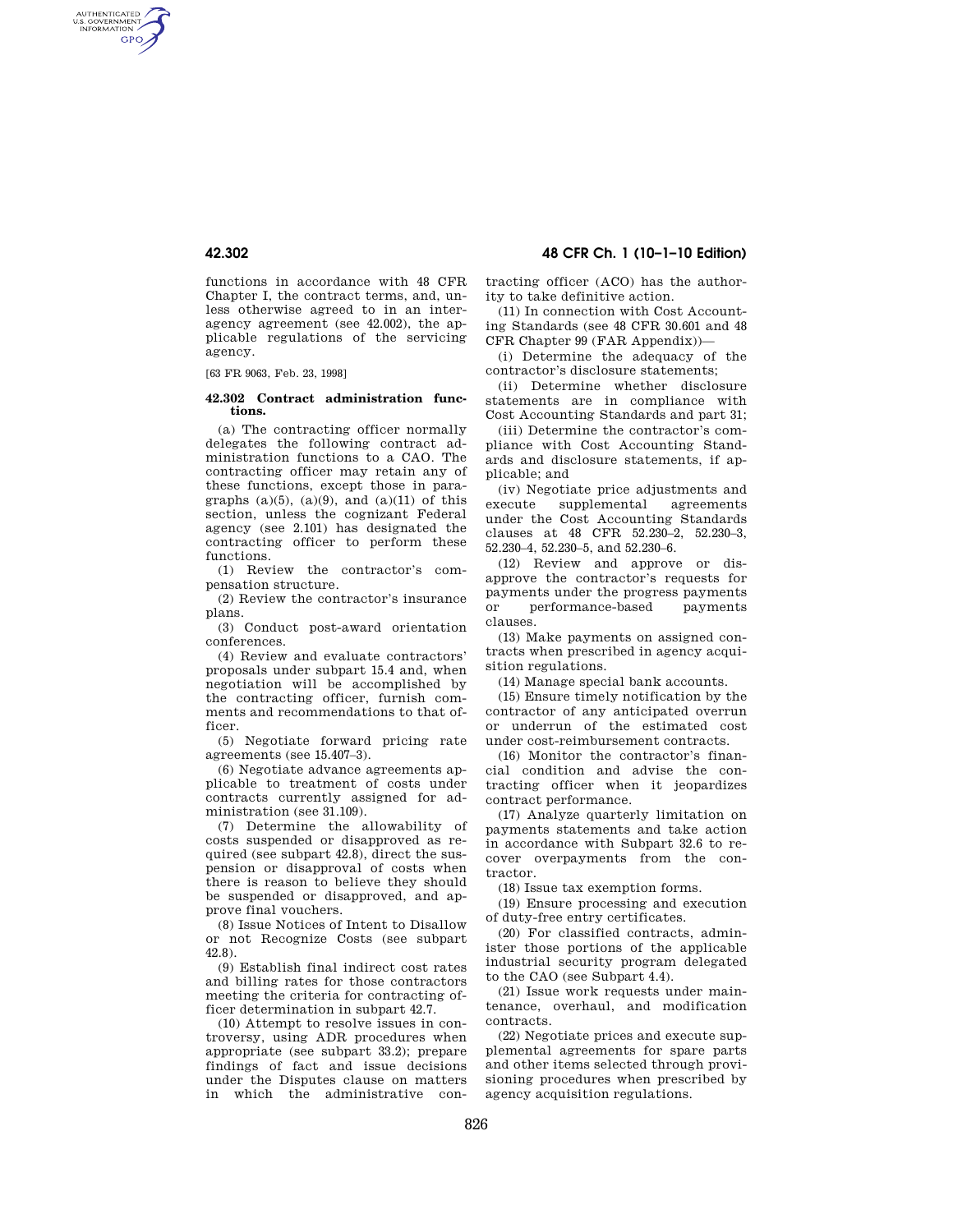functions in accordance with 48 CFR Chapter I, the contract terms, and, unless otherwise agreed to in an interagency agreement (see 42.002), the applicable regulations of the servicing agency.

[63 FR 9063, Feb. 23, 1998]

**42.302 Contract administration functions.**

(a) The contracting officer normally delegates the following contract administration functions to a CAO. The contracting officer may retain any of these functions, except those in paragraphs (a)(5), (a)(9), and (a)(11) of this section, unless the cognizant Federal agency (see 2.101) has designated the contracting officer to perform these functions.

(1) Review the contractor's compensation structure.

(2) Review the contractor's insurance plans.

(3) Conduct post-award orientation conferences.

(4) Review and evaluate contractors' proposals under subpart 15.4 and, when negotiation will be accomplished by the contracting officer, furnish comments and recommendations to that officer.

(5) Negotiate forward pricing rate agreements (see 15.407–3).

(6) Negotiate advance agreements applicable to treatment of costs under contracts currently assigned for administration (see 31.109).

(7) Determine the allowability of costs suspended or disapproved as required (see subpart 42.8), direct the suspension or disapproval of costs when there is reason to believe they should be suspended or disapproved, and approve final vouchers.

(8) Issue Notices of Intent to Disallow or not Recognize Costs (see subpart 42.8).

(9) Establish final indirect cost rates and billing rates for those contractors meeting the criteria for contracting officer determination in subpart 42.7.

(10) Attempt to resolve issues in controversy, using ADR procedures when appropriate (see subpart 33.2); prepare findings of fact and issue decisions under the Disputes clause on matters in which the administrative contracting officer (ACO) has the authority to take definitive action.

(11) In connection with Cost Accounting Standards (see 48 CFR 30.601 and 48 CFR Chapter 99 (FAR Appendix))—

(i) Determine the adequacy of the contractor's disclosure statements;

(ii) Determine whether disclosure statements are in compliance with Cost Accounting Standards and part 31;

(iii) Determine the contractor's compliance with Cost Accounting Standards and disclosure statements, if applicable; and

(iv) Negotiate price adjustments and execute supplemental agreements under the Cost Accounting Standards clauses at 48 CFR 52.230–2, 52.230–3, 52.230–4, 52.230–5, and 52.230–6.

(12) Review and approve or disapprove the contractor's requests for payments under the progress payments or performance-based payments clauses.

(13) Make payments on assigned contracts when prescribed in agency acquisition regulations.

(14) Manage special bank accounts.

(15) Ensure timely notification by the contractor of any anticipated overrun or underrun of the estimated cost under cost-reimbursement contracts.

(16) Monitor the contractor's financial condition and advise the contracting officer when it jeopardizes contract performance.

(17) Analyze quarterly limitation on payments statements and take action in accordance with Subpart 32.6 to recover overpayments from the contractor.

(18) Issue tax exemption forms.

(19) Ensure processing and execution of duty-free entry certificates.

(20) For classified contracts, administer those portions of the applicable industrial security program delegated to the CAO (see Subpart 4.4).

(21) Issue work requests under maintenance, overhaul, and modification contracts.

(22) Negotiate prices and execute supplemental agreements for spare parts and other items selected through provisioning procedures when prescribed by agency acquisition regulations.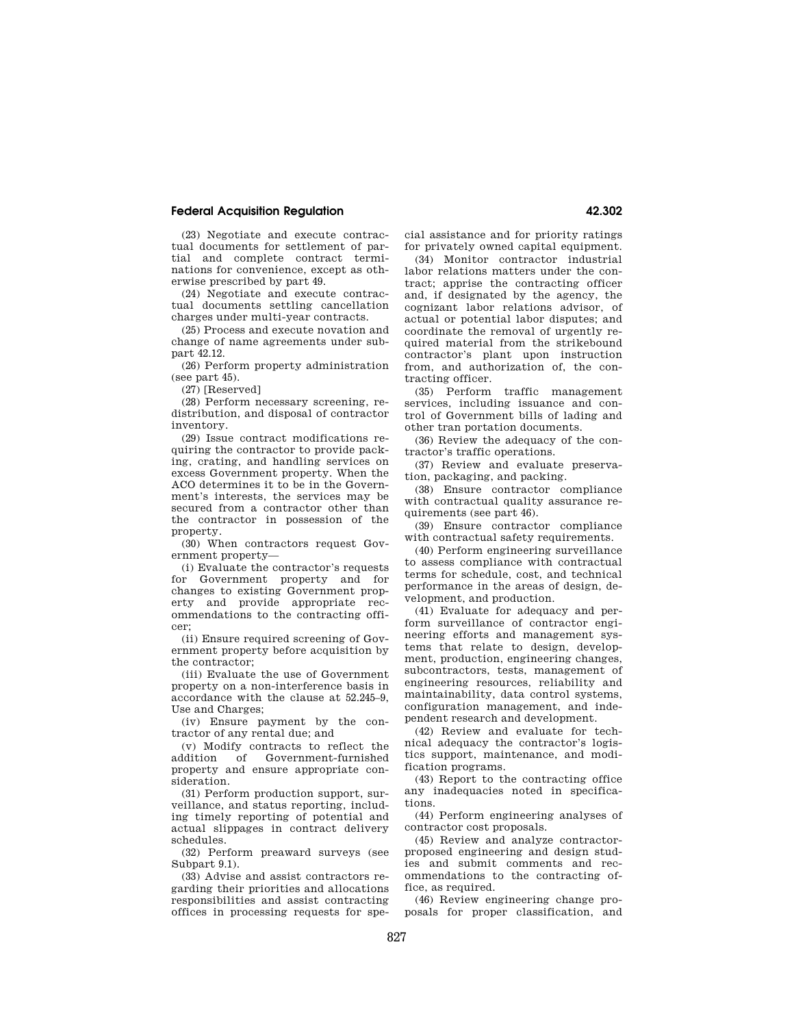(23) Negotiate and execute contractual documents for settlement of partial and complete contract terminations for convenience, except as otherwise prescribed by part 49.

(24) Negotiate and execute contractual documents settling cancellation charges under multi-year contracts.

(25) Process and execute novation and change of name agreements under subpart 42.12.

(26) Perform property administration (see part 45).

(27) [Reserved]

(28) Perform necessary screening, redistribution, and disposal of contractor inventory.

(29) Issue contract modifications requiring the contractor to provide packing, crating, and handling services on excess Government property. When the ACO determines it to be in the Government's interests, the services may be secured from a contractor other than the contractor in possession of the property.

(30) When contractors request Government property—

(i) Evaluate the contractor's requests for Government property and for changes to existing Government property and provide appropriate recommendations to the contracting officer;

(ii) Ensure required screening of Government property before acquisition by the contractor;

(iii) Evaluate the use of Government property on a non-interference basis in accordance with the clause at 52.245–9, Use and Charges;

(iv) Ensure payment by the contractor of any rental due; and

(v) Modify contracts to reflect the addition of Government-furnished property and ensure appropriate consideration.

(31) Perform production support, surveillance, and status reporting, including timely reporting of potential and actual slippages in contract delivery schedules.

(32) Perform preaward surveys (see Subpart 9.1).

(33) Advise and assist contractors regarding their priorities and allocations responsibilities and assist contracting offices in processing requests for special assistance and for priority ratings for privately owned capital equipment.

(34) Monitor contractor industrial labor relations matters under the contract; apprise the contracting officer and, if designated by the agency, the cognizant labor relations advisor, of actual or potential labor disputes; and coordinate the removal of urgently required material from the strikebound contractor's plant upon instruction from, and authorization of, the contracting officer.

(35) Perform traffic management services, including issuance and control of Government bills of lading and other tran portation documents.

(36) Review the adequacy of the contractor's traffic operations.

(37) Review and evaluate preservation, packaging, and packing.

(38) Ensure contractor compliance with contractual quality assurance requirements (see part 46).

(39) Ensure contractor compliance with contractual safety requirements.

(40) Perform engineering surveillance to assess compliance with contractual terms for schedule, cost, and technical performance in the areas of design, development, and production.

(41) Evaluate for adequacy and perform surveillance of contractor engineering efforts and management systems that relate to design, development, production, engineering changes, subcontractors, tests, management of engineering resources, reliability and maintainability, data control systems, configuration management, and independent research and development.

(42) Review and evaluate for technical adequacy the contractor's logistics support, maintenance, and modification programs.

(43) Report to the contracting office any inadequacies noted in specifications.

(44) Perform engineering analyses of contractor cost proposals.

(45) Review and analyze contractor-proposed engineering and design studies and submit comments and recommendations to the contracting office, as required.

(46) Review engineering change proposals for proper classification, and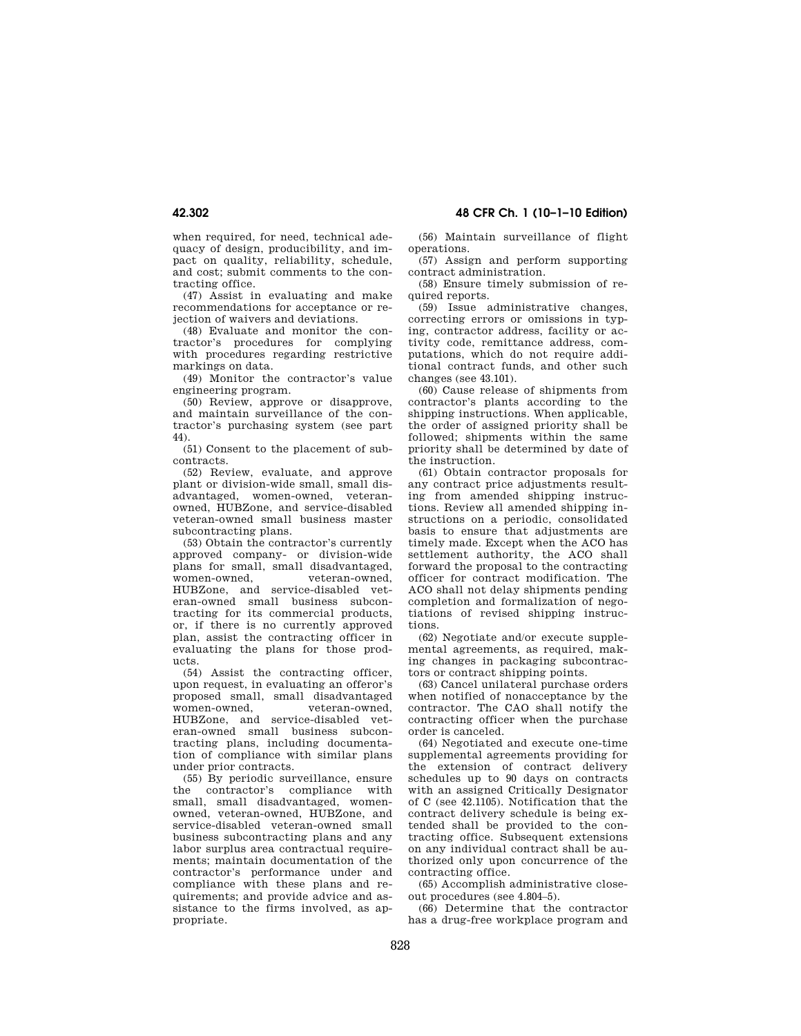when required, for need, technical adequacy of design, producibility, and impact on quality, reliability, schedule, and cost; submit comments to the contracting office.

(47) Assist in evaluating and make recommendations for acceptance or rejection of waivers and deviations.

(48) Evaluate and monitor the contractor's procedures for complying with procedures regarding restrictive markings on data.

(49) Monitor the contractor's value engineering program.

(50) Review, approve or disapprove, and maintain surveillance of the contractor's purchasing system (see part 44).

(51) Consent to the placement of subcontracts.

(52) Review, evaluate, and approve plant or division-wide small, small disadvantaged, women-owned, veteran-owned, HUBZone, and service-disabled veteran-owned small business master subcontracting plans.

(53) Obtain the contractor's currently approved company- or division-wide plans for small, small disadvantaged, women-owned, veteran-owned, HUBZone, and service-disabled veteran-owned small business subcontracting for its commercial products, or, if there is no currently approved plan, assist the contracting officer in evaluating the plans for those products.

(54) Assist the contracting officer, upon request, in evaluating an offeror's proposed small, small disadvantaged women-owned, veteran-owned, HUBZone, and service-disabled veteran-owned small business subcontracting plans, including documentation of compliance with similar plans under prior contracts.

(55) By periodic surveillance, ensure the contractor's compliance with small, small disadvantaged, women-owned, veteran-owned, HUBZone, and service-disabled veteran-owned small business subcontracting plans and any labor surplus area contractual requirements; maintain documentation of the contractor's performance under and compliance with these plans and requirements; and provide advice and assistance to the firms involved, as appropriate.

(56) Maintain surveillance of flight operations.

(57) Assign and perform supporting contract administration.

(58) Ensure timely submission of required reports.

(59) Issue administrative changes, correcting errors or omissions in typing, contractor address, facility or activity code, remittance address, computations, which do not require additional contract funds, and other such changes (see 43.101).

(60) Cause release of shipments from contractor's plants according to the shipping instructions. When applicable, the order of assigned priority shall be followed; shipments within the same priority shall be determined by date of the instruction.

(61) Obtain contractor proposals for any contract price adjustments resulting from amended shipping instructions. Review all amended shipping instructions on a periodic, consolidated basis to ensure that adjustments are timely made. Except when the ACO has settlement authority, the ACO shall forward the proposal to the contracting officer for contract modification. The ACO shall not delay shipments pending completion and formalization of negotiations of revised shipping instructions.

(62) Negotiate and/or execute supplemental agreements, as required, making changes in packaging subcontractors or contract shipping points.

(63) Cancel unilateral purchase orders when notified of nonacceptance by the contractor. The CAO shall notify the contracting officer when the purchase order is canceled.

(64) Negotiated and execute one-time supplemental agreements providing for the extension of contract delivery schedules up to 90 days on contracts with an assigned Critically Designator of C (see 42.1105). Notification that the contract delivery schedule is being extended shall be provided to the contracting office. Subsequent extensions on any individual contract shall be authorized only upon concurrence of the contracting office.

(65) Accomplish administrative closeout procedures (see 4.804–5).

(66) Determine that the contractor has a drug-free workplace program and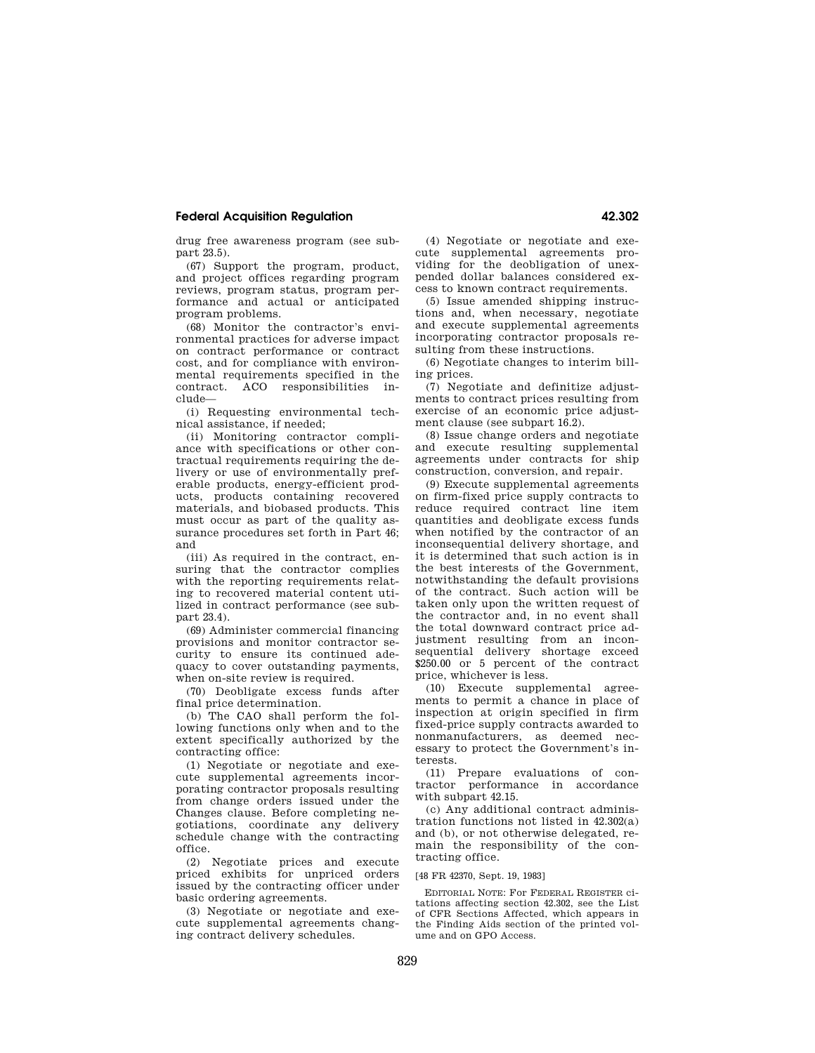drug free awareness program (see subpart 23.5).

(67) Support the program, product, and project offices regarding program reviews, program status, program performance and actual or anticipated program problems.

(68) Monitor the contractor's environmental practices for adverse impact on contract performance or contract cost, and for compliance with environmental requirements specified in the contract. ACO responsibilities include—

(i) Requesting environmental technical assistance, if needed;

(ii) Monitoring contractor compliance with specifications or other contractual requirements requiring the delivery or use of environmentally preferable products, energy-efficient products, products containing recovered materials, and biobased products. This must occur as part of the quality assurance procedures set forth in Part 46; and

(iii) As required in the contract, ensuring that the contractor complies with the reporting requirements relating to recovered material content utilized in contract performance (see subpart 23.4).

(69) Administer commercial financing provisions and monitor contractor security to ensure its continued adequacy to cover outstanding payments, when on-site review is required.

(70) Deobligate excess funds after final price determination.

(b) The CAO shall perform the following functions only when and to the extent specifically authorized by the contracting office:

(1) Negotiate or negotiate and execute supplemental agreements incorporating contractor proposals resulting from change orders issued under the Changes clause. Before completing negotiations, coordinate any delivery schedule change with the contracting office.

(2) Negotiate prices and execute priced exhibits for unpriced orders issued by the contracting officer under basic ordering agreements.

(3) Negotiate or negotiate and execute supplemental agreements changing contract delivery schedules.

(4) Negotiate or negotiate and execute supplemental agreements providing for the deobligation of unexpended dollar balances considered excess to known contract requirements.

(5) Issue amended shipping instructions and, when necessary, negotiate and execute supplemental agreements incorporating contractor proposals resulting from these instructions.

(6) Negotiate changes to interim billing prices.

(7) Negotiate and definitize adjustments to contract prices resulting from exercise of an economic price adjustment clause (see subpart 16.2).

(8) Issue change orders and negotiate and execute resulting supplemental agreements under contracts for ship construction, conversion, and repair.

(9) Execute supplemental agreements on firm-fixed price supply contracts to reduce required contract line item quantities and deobligate excess funds when notified by the contractor of an inconsequential delivery shortage, and it is determined that such action is in the best interests of the Government, notwithstanding the default provisions of the contract. Such action will be taken only upon the written request of the contractor and, in no event shall the total downward contract price adjustment resulting from an inconsequential delivery shortage exceed $250.00 or 5 percent of the contract price, whichever is less.

(10) Execute supplemental agreements to permit a chance in place of inspection at origin specified in firm fixed-price supply contracts awarded to nonmanufacturers, as deemed necessary to protect the Government's interests.

(11) Prepare evaluations of contractor performance in accordance with subpart 42.15.

(c) Any additional contract administration functions not listed in 42.302(a) and (b), or not otherwise delegated, remain the responsibility of the contracting office.

[48 FR 42370, Sept. 19, 1983]

EDITORIAL NOTE: For FEDERAL REGISTER citations affecting section 42.302, see the List of CFR Sections Affected, which appears in the Finding Aids section of the printed volume and on GPO Access.